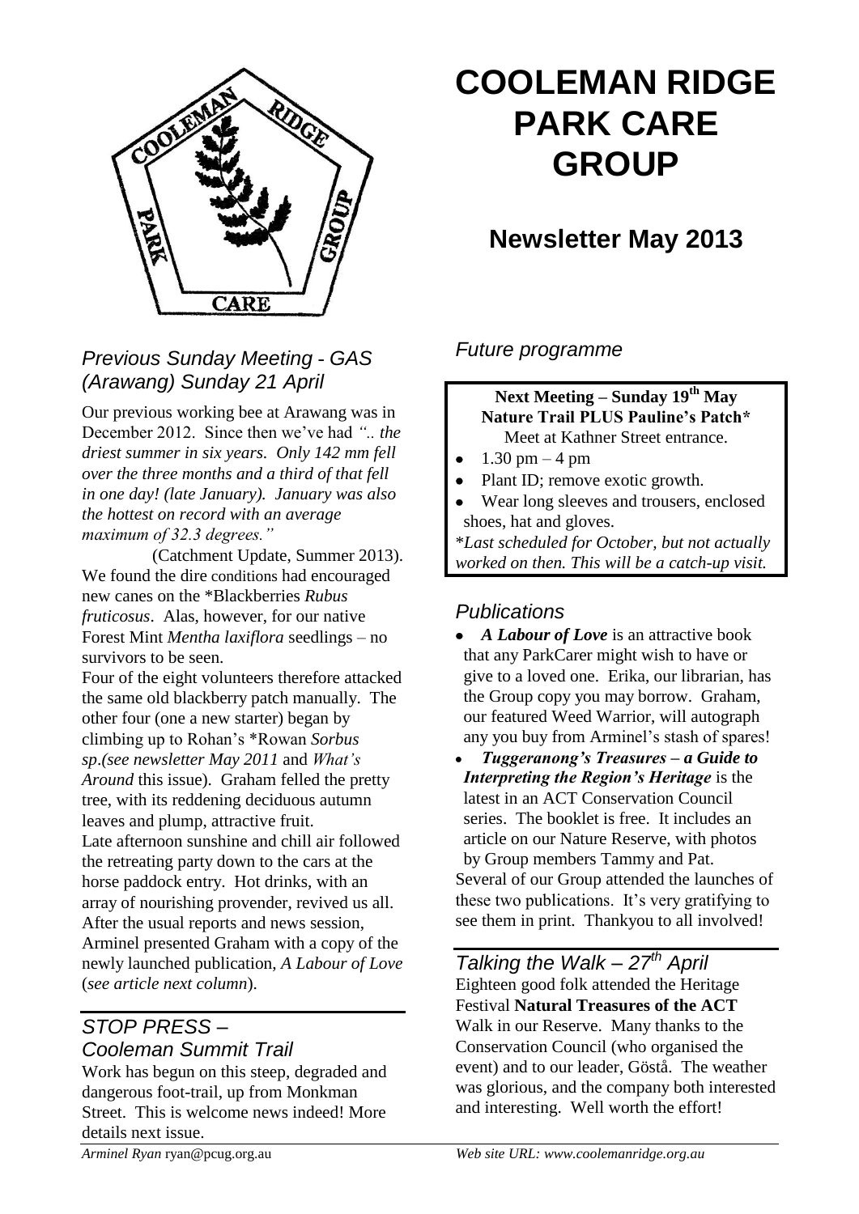# COOLEMAN RIDGE PARK CARE GROUP

## Newsletter May 2013

### *Previous Sunday Meeting - GAS (Arawang) Sunday 21 April*

Our previous working bee at Arawang was in December 2012. Since then we've had *".. the driest summer in six years. Only 142 mm fell over the three months and a third of that fell in one day! (late January). January was also the hottest on record with an average maximum of 32.3 degrees."*

(Catchment Update, Summer 2013).

We found the dire conditions had encouraged new canes on the *Blackberries *Rubus fruticosus*. Alas, however, for our native Forest Mint *Mentha laxiflora* seedlings – no survivors to be seen.

Four of the eight volunteers therefore attacked the same old blackberry patch manually. The other four (one a new starter) began by climbing up to Rohan's *Rowan *Sorbus sp*.*(see newsletter May 2011* and *What's Around* this issue). Graham felled the pretty tree, with its reddening deciduous autumn leaves and plump, attractive fruit.

Late afternoon sunshine and chill air followed the retreating party down to the cars at the horse paddock entry. Hot drinks, with an array of nourishing provender, revived us all. After the usual reports and news session, Arminel presented Graham with a copy of the newly launched publication, *A Labour of Love* (*see article next column*).

### *STOP PRESS – Cooleman Summit Trail*

Work has begun on this steep, degraded and dangerous foot-trail, up from Monkman Street. This is welcome news indeed! More details next issue.

### *Future programme*

**Next Meeting – Sunday 19th May**
**Nature Trail PLUS Pauline's Patch***
Meet at Kathner Street entrance.

- 1.30 pm – 4 pm
- Plant ID; remove exotic growth.
- Wear long sleeves and trousers, enclosed shoes, hat and gloves.

**Last scheduled for October, but not actually worked on then. This will be a catch-up visit.*

### *Publications*

- ***A Labour of Love*** is an attractive book that any ParkCarer might wish to have or give to a loved one. Erika, our librarian, has the Group copy you may borrow. Graham, our featured Weed Warrior, will autograph any you buy from Arminel's stash of spares!
- ***Tuggeranong's Treasures – a Guide to Interpreting the Region's Heritage*** is the latest in an ACT Conservation Council series. The booklet is free. It includes an article on our Nature Reserve, with photos by Group members Tammy and Pat.

Several of our Group attended the launches of these two publications. It's very gratifying to see them in print. Thankyou to all involved!

### *Talking the Walk – 27th April*

Eighteen good folk attended the Heritage Festival **Natural Treasures of the ACT** Walk in our Reserve. Many thanks to the Conservation Council (who organised the event) and to our leader, Göstå. The weather was glorious, and the company both interested and interesting. Well worth the effort!

*Arminel Ryan* ryan@pcug.org.au *Web site URL: www.coolemanridge.org.au*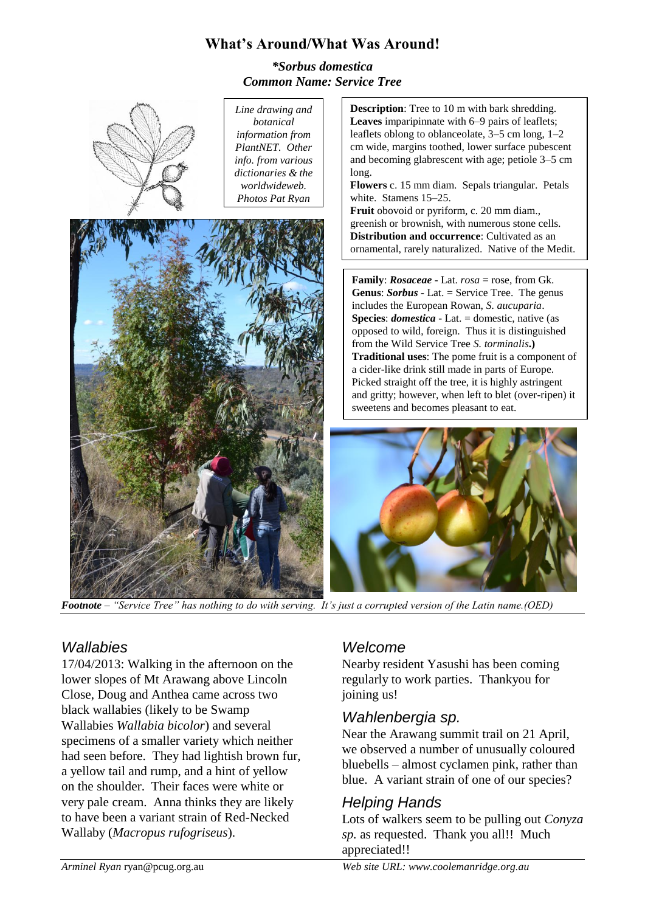## What's Around/What Was Around!

***Sorbus domestica***
***Common Name: Service Tree***

*Line drawing and botanical information from PlantNET. Other info. from various dictionaries & the worldwideweb. Photos Pat Ryan*

**Description**: Tree to 10 m with bark shredding.
**Leaves** imparipinnate with 6–9 pairs of leaflets; leaflets oblong to oblanceolate, 3–5 cm long, 1–2 cm wide, margins toothed, lower surface pubescent and becoming glabrescent with age; petiole 3–5 cm long.
**Flowers** c. 15 mm diam. Sepals triangular. Petals white. Stamens 15–25.
**Fruit** obovoid or pyriform, c. 20 mm diam., greenish or brownish, with numerous stone cells.
**Distribution and occurrence**: Cultivated as an ornamental, rarely naturalized. Native of the Medit.

**Family**: ***Rosaceae*** - Lat. *rosa* = rose, from Gk.
**Genus**: ***Sorbus*** - Lat. = Service Tree. The genus includes the European Rowan, *S. aucuparia*.
**Species**: ***domestica*** - Lat. = domestic, native (as opposed to wild, foreign. Thus it is distinguished from the Wild Service Tree *S. torminalis*.)
**Traditional uses**: The pome fruit is a component of a cider-like drink still made in parts of Europe. Picked straight off the tree, it is highly astringent and gritty; however, when left to blet (over-ripen) it sweetens and becomes pleasant to eat.

***Footnote*** – *"Service Tree" has nothing to do with serving. It's just a corrupted version of the Latin name.(OED)*

### *Wallabies*

17/04/2013: Walking in the afternoon on the lower slopes of Mt Arawang above Lincoln Close, Doug and Anthea came across two black wallabies (likely to be Swamp Wallabies *Wallabia bicolor*) and several specimens of a smaller variety which neither had seen before. They had lightish brown fur, a yellow tail and rump, and a hint of yellow on the shoulder. Their faces were white or very pale cream. Anna thinks they are likely to have been a variant strain of Red-Necked Wallaby (*Macropus rufogriseus*).

### *Welcome*

Nearby resident Yasushi has been coming regularly to work parties. Thankyou for joining us!

### *Wahlenbergia sp.*

Near the Arawang summit trail on 21 April, we observed a number of unusually coloured bluebells – almost cyclamen pink, rather than blue. A variant strain of one of our species?

### *Helping Hands*

Lots of walkers seem to be pulling out *Conyza sp.* as requested. Thank you all!! Much appreciated!!

*Arminel Ryan* ryan@pcug.org.au

*Web site URL: www.coolemanridge.org.au*